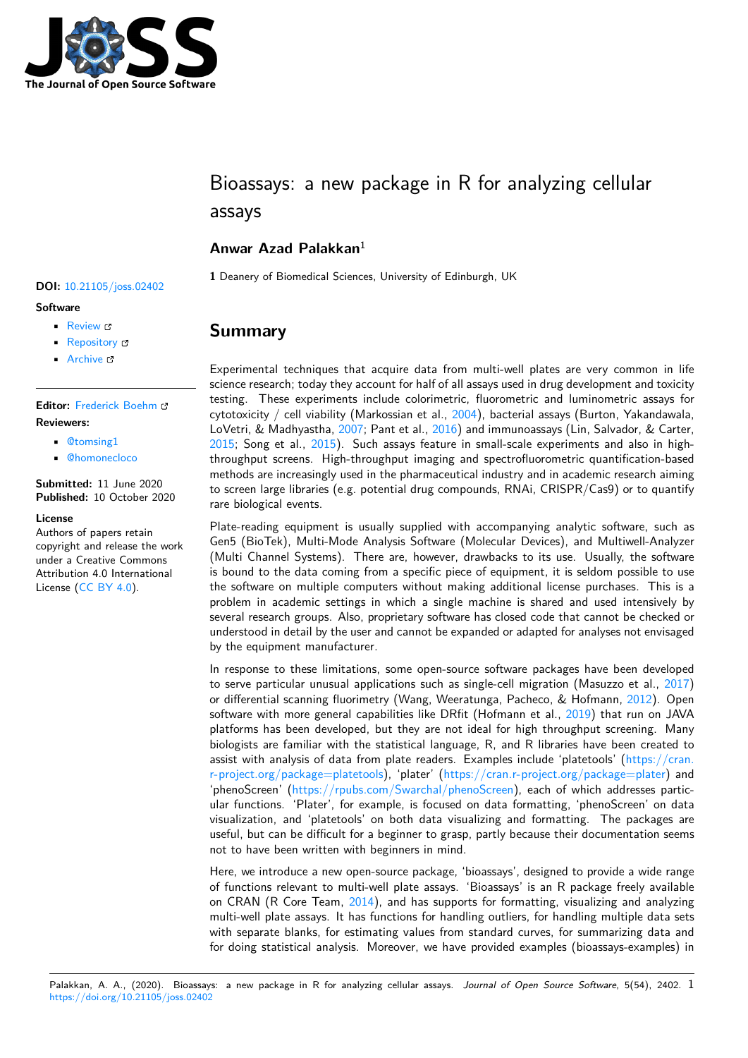# Bioassays: a new package in R for analyzing cellular assays

**Anwar Azad Palakkan**[1]

**1** Deanery of Biomedical Sciences, University of Edinburgh, UK

**DOI:** 10.21105/joss.02402

**Software**

- Review
- Repository
- Archive

**Editor:** Frederick Boehm

**Reviewers:**

- @tomsing1
- @homonecloco

**Submitted:** 11 June 2020
**Published:** 10 October 2020

**License**
Authors of papers retain copyright and release the work under a Creative Commons Attribution 4.0 International License (CC BY 4.0).

## Summary

Experimental techniques that acquire data from multi-well plates are very common in life science research; today they account for half of all assays used in drug development and toxicity testing. These experiments include colorimetric, fluorometric and luminometric assays for cytotoxicity / cell viability (Markossian et al., 2004), bacterial assays (Burton, Yakandawala, LoVetri, & Madhyastha, 2007; Pant et al., 2016) and immunoassays (Lin, Salvador, & Carter, 2015; Song et al., 2015). Such assays feature in small-scale experiments and also in high-throughput screens. High-throughput imaging and spectrofluorometric quantification-based methods are increasingly used in the pharmaceutical industry and in academic research aiming to screen large libraries (e.g. potential drug compounds, RNAi, CRISPR/Cas9) or to quantify rare biological events.

Plate-reading equipment is usually supplied with accompanying analytic software, such as Gen5 (BioTek), Multi-Mode Analysis Software (Molecular Devices), and Multiwell-Analyzer (Multi Channel Systems). There are, however, drawbacks to its use. Usually, the software is bound to the data coming from a specific piece of equipment, it is seldom possible to use the software on multiple computers without making additional license purchases. This is a problem in academic settings in which a single machine is shared and used intensively by several research groups. Also, proprietary software has closed code that cannot be checked or understood in detail by the user and cannot be expanded or adapted for analyses not envisaged by the equipment manufacturer.

In response to these limitations, some open-source software packages have been developed to serve particular unusual applications such as single-cell migration (Masuzzo et al., 2017) or differential scanning fluorimetry (Wang, Weeratunga, Pacheco, & Hofmann, 2012). Open software with more general capabilities like DRfit (Hofmann et al., 2019) that run on JAVA platforms has been developed, but they are not ideal for high throughput screening. Many biologists are familiar with the statistical language, R, and R libraries have been created to assist with analysis of data from plate readers. Examples include 'platetools' (https://cran.r-project.org/package=platetools), 'plater' (https://cran.r-project.org/package=plater) and 'phenoScreen' (https://rpubs.com/Swarchal/phenoScreen), each of which addresses particular functions. 'Plater', for example, is focused on data formatting, 'phenoScreen' on data visualization, and 'platetools' on both data visualizing and formatting. The packages are useful, but can be difficult for a beginner to grasp, partly because their documentation seems not to have been written with beginners in mind.

Here, we introduce a new open-source package, 'bioassays', designed to provide a wide range of functions relevant to multi-well plate assays. 'Bioassays' is an R package freely available on CRAN (R Core Team, 2014), and has supports for formatting, visualizing and analyzing multi-well plate assays. It has functions for handling outliers, for handling multiple data sets with separate blanks, for estimating values from standard curves, for summarizing data and for doing statistical analysis. Moreover, we have provided examples (bioassays-examples) in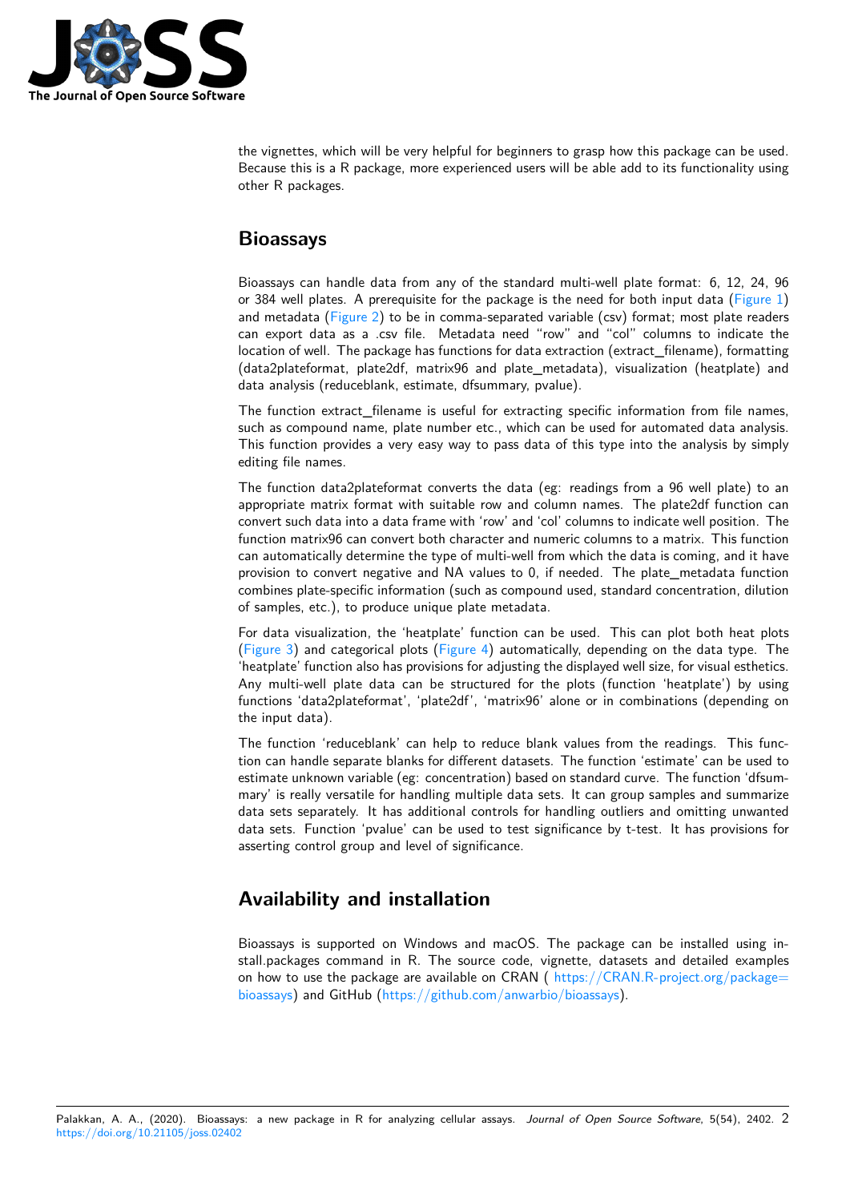the vignettes, which will be very helpful for beginners to grasp how this package can be used. Because this is a R package, more experienced users will be able add to its functionality using other R packages.

# Bioassays

Bioassays can handle data from any of the standard multi-well plate format: 6, 12, 24, 96 or 384 well plates. A prerequisite for the package is the need for both input data (Figure 1) and metadata (Figure 2) to be in comma-separated variable (csv) format; most plate readers can export data as a .csv file. Metadata need "row" and "col" columns to indicate the location of well. The package has functions for data extraction (extract_filename), formatting (data2plateformat, plate2df, matrix96 and plate_metadata), visualization (heatplate) and data analysis (reduceblank, estimate, dfsummary, pvalue).

The function extract_filename is useful for extracting specific information from file names, such as compound name, plate number etc., which can be used for automated data analysis. This function provides a very easy way to pass data of this type into the analysis by simply editing file names.

The function data2plateformat converts the data (eg: readings from a 96 well plate) to an appropriate matrix format with suitable row and column names. The plate2df function can convert such data into a data frame with 'row' and 'col' columns to indicate well position. The function matrix96 can convert both character and numeric columns to a matrix. This function can automatically determine the type of multi-well from which the data is coming, and it have provision to convert negative and NA values to 0, if needed. The plate_metadata function combines plate-specific information (such as compound used, standard concentration, dilution of samples, etc.), to produce unique plate metadata.

For data visualization, the 'heatplate' function can be used. This can plot both heat plots (Figure 3) and categorical plots (Figure 4) automatically, depending on the data type. The 'heatplate' function also has provisions for adjusting the displayed well size, for visual esthetics. Any multi-well plate data can be structured for the plots (function 'heatplate') by using functions 'data2plateformat', 'plate2df', 'matrix96' alone or in combinations (depending on the input data).

The function 'reduceblank' can help to reduce blank values from the readings. This function can handle separate blanks for different datasets. The function 'estimate' can be used to estimate unknown variable (eg: concentration) based on standard curve. The function 'dfsummary' is really versatile for handling multiple data sets. It can group samples and summarize data sets separately. It has additional controls for handling outliers and omitting unwanted data sets. Function 'pvalue' can be used to test significance by t-test. It has provisions for asserting control group and level of significance.

# Availability and installation

Bioassays is supported on Windows and macOS. The package can be installed using install.packages command in R. The source code, vignette, datasets and detailed examples on how to use the package are available on CRAN ( https://CRAN.R-project.org/package=bioassays) and GitHub (https://github.com/anwarbio/bioassays).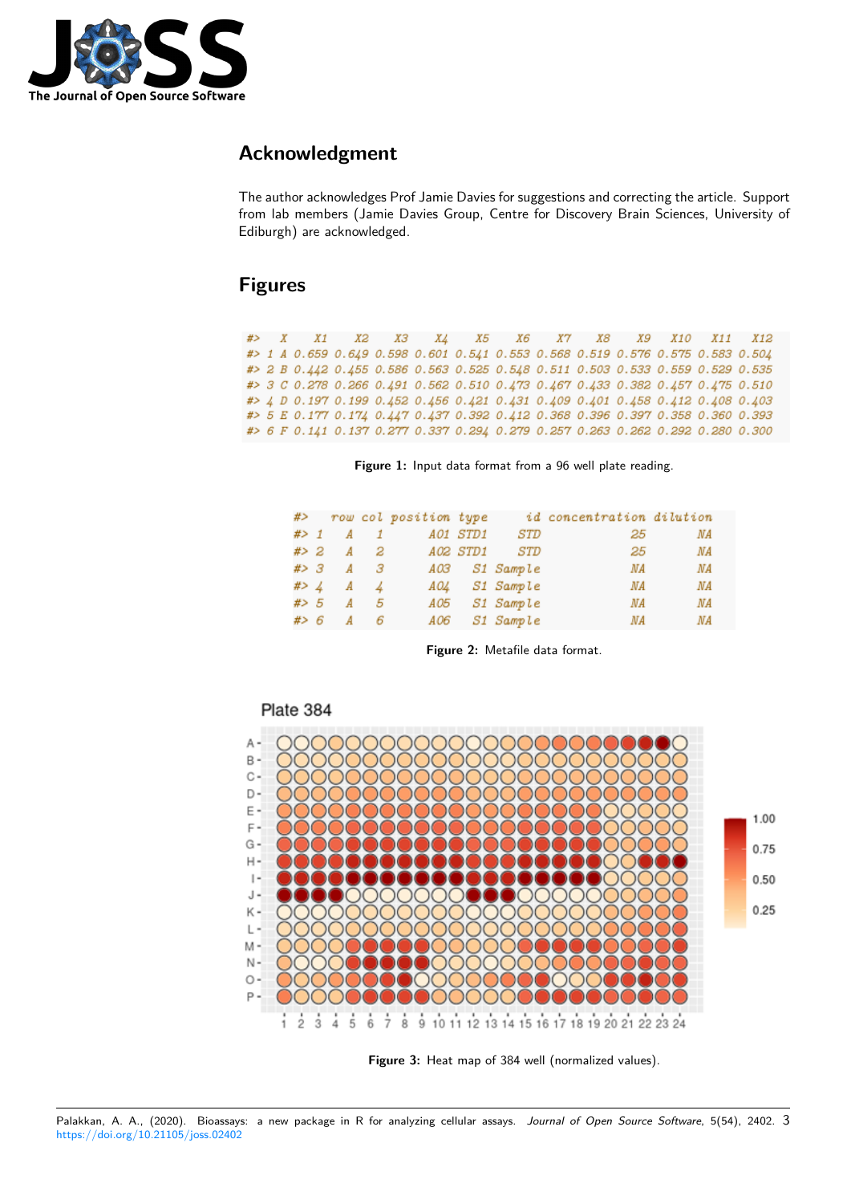## Acknowledgment

The author acknowledges Prof Jamie Davies for suggestions and correcting the article. Support from lab members (Jamie Davies Group, Centre for Discovery Brain Sciences, University of Ediburgh) are acknowledged.

## Figures

```
#>   X    X1    X2    X3    X4    X5    X6    X7    X8    X9   X10   X11   X12
#> 1 A 0.659 0.649 0.598 0.601 0.541 0.553 0.568 0.519 0.576 0.575 0.583 0.504
#> 2 B 0.442 0.455 0.586 0.563 0.525 0.548 0.511 0.503 0.533 0.559 0.529 0.535
#> 3 C 0.278 0.266 0.491 0.562 0.510 0.473 0.467 0.433 0.382 0.457 0.475 0.510
#> 4 D 0.197 0.199 0.452 0.456 0.421 0.431 0.409 0.401 0.458 0.412 0.408 0.403
#> 5 E 0.177 0.174 0.447 0.437 0.392 0.412 0.368 0.396 0.397 0.358 0.360 0.393
#> 6 F 0.141 0.137 0.277 0.337 0.294 0.279 0.257 0.263 0.262 0.292 0.280 0.300
```

**Figure 1:** Input data format from a 96 well plate reading.

```
#>   row col position type     id concentration dilution
#> 1   A   1      A01 STD1    STD            25       NA
#> 2   A   2      A02 STD1    STD            25       NA
#> 3   A   3      A03   S1 Sample            NA       NA
#> 4   A   4      A04   S1 Sample            NA       NA
#> 5   A   5      A05   S1 Sample            NA       NA
#> 6   A   6      A06   S1 Sample            NA       NA
```

**Figure 2:** Metafile data format.

Plate 384

A
B
C
D
E
F
G
H
I
J
K
L
M
N
O
P

1 2 3 4 5 6 7 8 9 10 11 12 13 14 15 16 17 18 19 20 21 22 23 24

1.00
0.75
0.50
0.25

**Figure 3:** Heat map of 384 well (normalized values).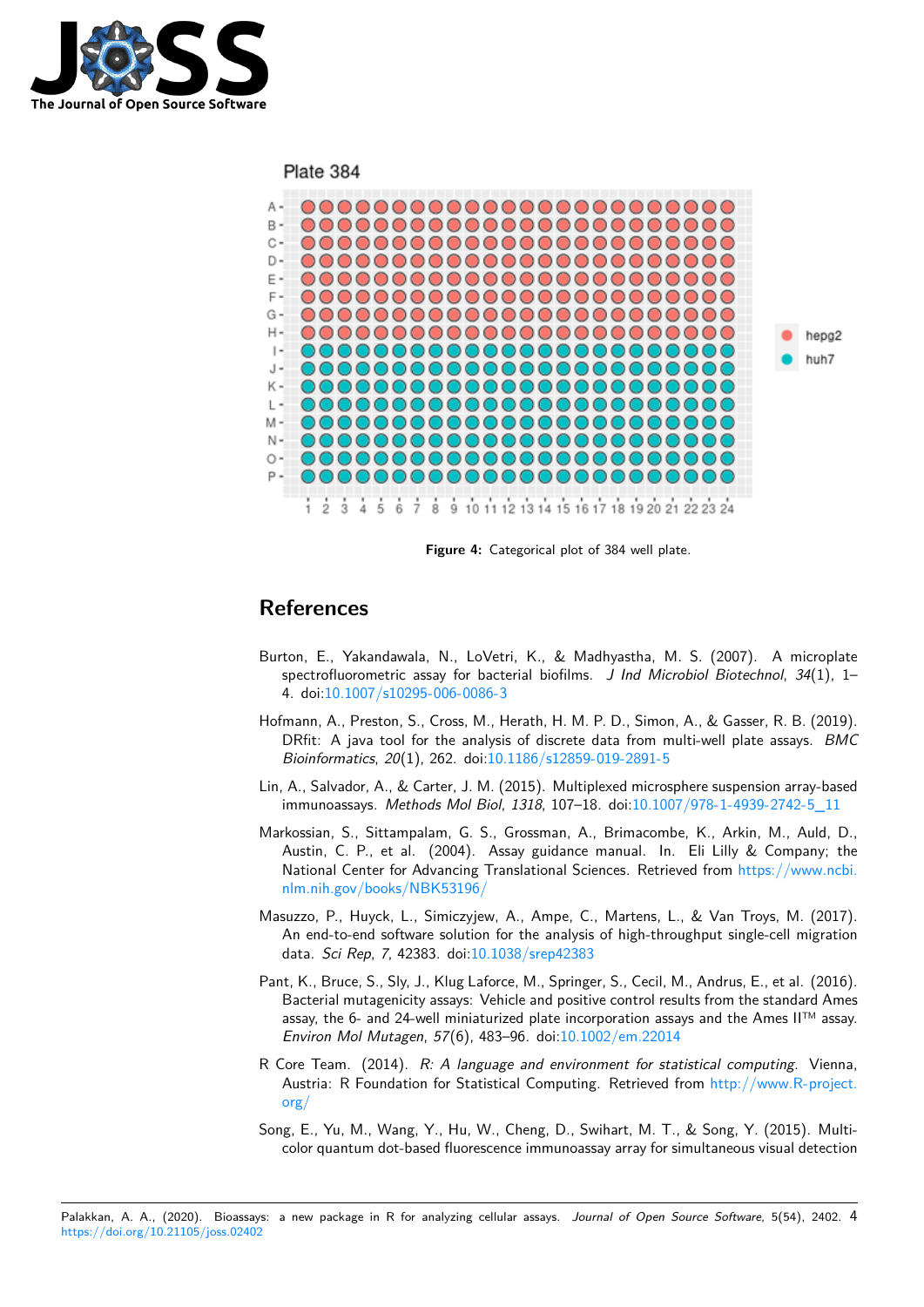Plate 384

A B C D E F G H I J K L M N O P

1 2 3 4 5 6 7 8 9 10 11 12 13 14 15 16 17 18 19 20 21 22 23 24

hepg2
huh7

**Figure 4:** Categorical plot of 384 well plate.

# References

Burton, E., Yakandawala, N., LoVetri, K., & Madhyastha, M. S. (2007). A microplate spectrofluorometric assay for bacterial biofilms. *J Ind Microbiol Biotechnol*, *34*(1), 1–4. doi:10.1007/s10295-006-0086-3

Hofmann, A., Preston, S., Cross, M., Herath, H. M. P. D., Simon, A., & Gasser, R. B. (2019). DRfit: A java tool for the analysis of discrete data from multi-well plate assays. *BMC Bioinformatics*, *20*(1), 262. doi:10.1186/s12859-019-2891-5

Lin, A., Salvador, A., & Carter, J. M. (2015). Multiplexed microsphere suspension array-based immunoassays. *Methods Mol Biol*, *1318*, 107–18. doi:10.1007/978-1-4939-2742-5_11

Markossian, S., Sittampalam, G. S., Grossman, A., Brimacombe, K., Arkin, M., Auld, D., Austin, C. P., et al. (2004). Assay guidance manual. In. Eli Lilly & Company; the National Center for Advancing Translational Sciences. Retrieved from https://www.ncbi.nlm.nih.gov/books/NBK53196/

Masuzzo, P., Huyck, L., Simiczyjew, A., Ampe, C., Martens, L., & Van Troys, M. (2017). An end-to-end software solution for the analysis of high-throughput single-cell migration data. *Sci Rep*, *7*, 42383. doi:10.1038/srep42383

Pant, K., Bruce, S., Sly, J., Klug Laforce, M., Springer, S., Cecil, M., Andrus, E., et al. (2016). Bacterial mutagenicity assays: Vehicle and positive control results from the standard Ames assay, the 6- and 24-well miniaturized plate incorporation assays and the Ames II™ assay. *Environ Mol Mutagen*, *57*(6), 483–96. doi:10.1002/em.22014

R Core Team. (2014). *R: A language and environment for statistical computing*. Vienna, Austria: R Foundation for Statistical Computing. Retrieved from http://www.R-project.org/

Song, E., Yu, M., Wang, Y., Hu, W., Cheng, D., Swihart, M. T., & Song, Y. (2015). Multi-color quantum dot-based fluorescence immunoassay array for simultaneous visual detection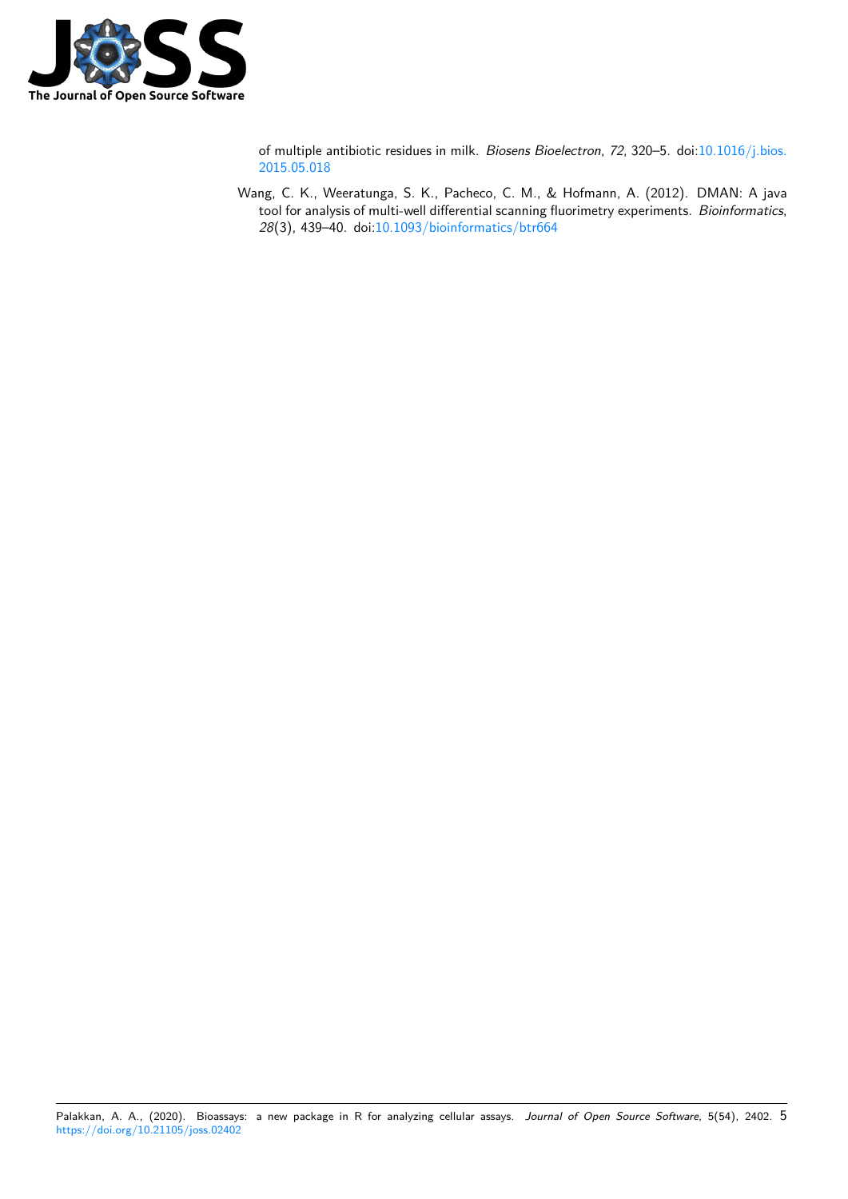of multiple antibiotic residues in milk. *Biosens Bioelectron*, *72*, 320–5. doi:10.1016/j.bios.2015.05.018

Wang, C. K., Weeratunga, S. K., Pacheco, C. M., & Hofmann, A. (2012). DMAN: A java tool for analysis of multi-well differential scanning fluorimetry experiments. *Bioinformatics*, *28*(3), 439–40. doi:10.1093/bioinformatics/btr664